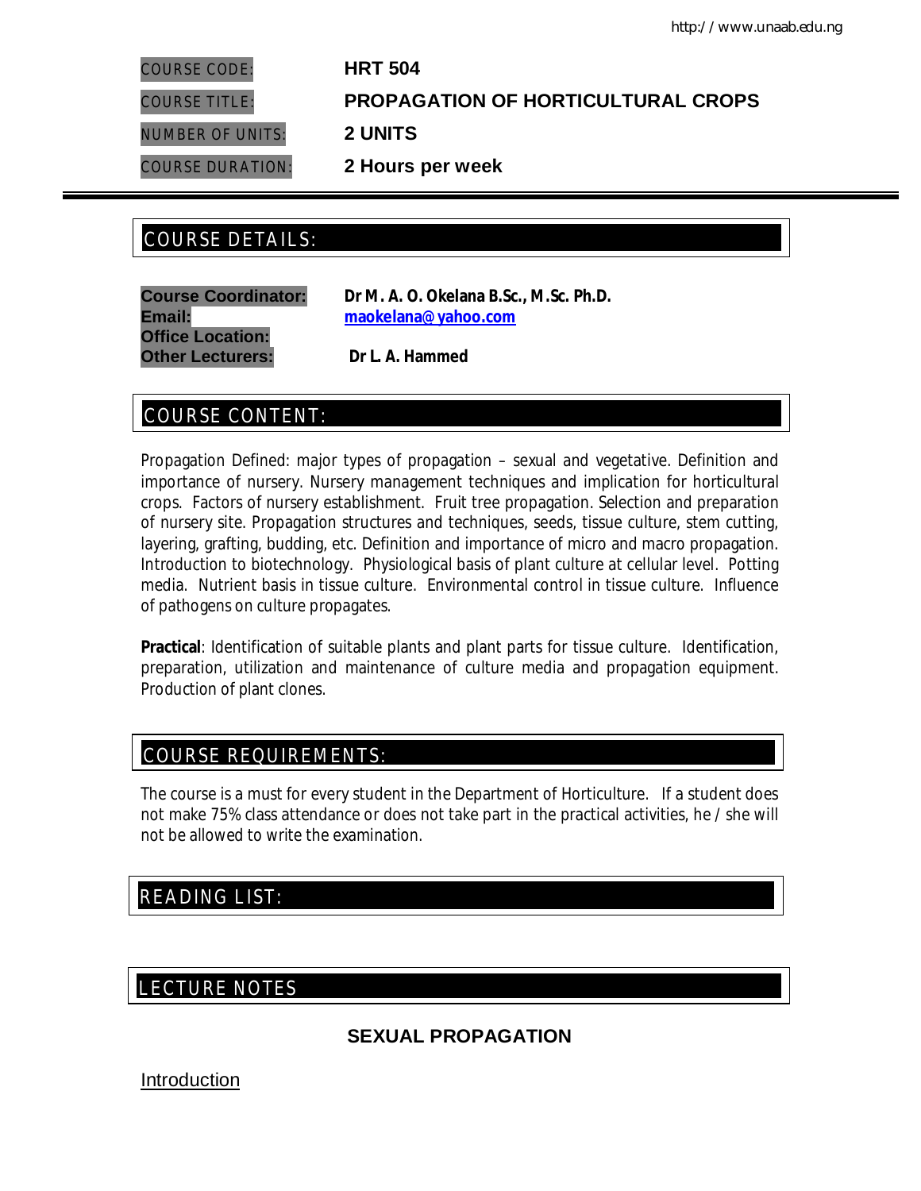| | |
|---|---|
| COURSE CODE: | **HRT 504** |
| COURSE TITLE: | **PROPAGATION OF HORTICULTURAL CROPS** |
| NUMBER OF UNITS: | **2 UNITS** |
| COURSE DURATION: | **2 Hours per week** |

## COURSE DETAILS:

**Course Coordinator:** **Dr M. A. O. Okelana B.Sc., M.Sc. Ph.D.**
**Email:** **maokelana@yahoo.com**
**Office Location:**
**Other Lecturers:** **Dr L. A. Hammed**

## COURSE CONTENT:

Propagation Defined: major types of propagation – sexual and vegetative. Definition and importance of nursery. Nursery management techniques and implication for horticultural crops. Factors of nursery establishment. Fruit tree propagation. Selection and preparation of nursery site. Propagation structures and techniques, seeds, tissue culture, stem cutting, layering, grafting, budding, etc. Definition and importance of micro and macro propagation. Introduction to biotechnology. Physiological basis of plant culture at cellular level. Potting media. Nutrient basis in tissue culture. Environmental control in tissue culture. Influence of pathogens on culture propagates.

**Practical**: Identification of suitable plants and plant parts for tissue culture. Identification, preparation, utilization and maintenance of culture media and propagation equipment. Production of plant clones.

## COURSE REQUIREMENTS:

The course is a must for every student in the Department of Horticulture. If a student does not make 75% class attendance or does not take part in the practical activities, he / she will not be allowed to write the examination.

## READING LIST:

## LECTURE NOTES

### SEXUAL PROPAGATION

Introduction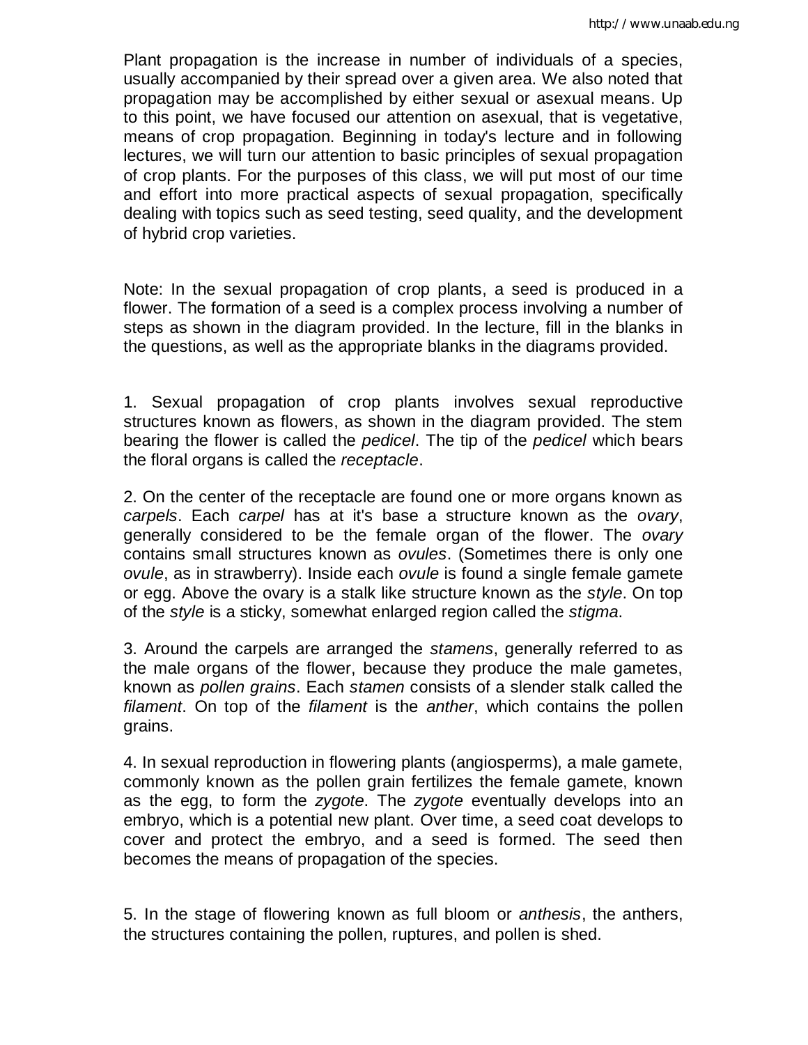Plant propagation is the increase in number of individuals of a species, usually accompanied by their spread over a given area. We also noted that propagation may be accomplished by either sexual or asexual means. Up to this point, we have focused our attention on asexual, that is vegetative, means of crop propagation. Beginning in today's lecture and in following lectures, we will turn our attention to basic principles of sexual propagation of crop plants. For the purposes of this class, we will put most of our time and effort into more practical aspects of sexual propagation, specifically dealing with topics such as seed testing, seed quality, and the development of hybrid crop varieties.

Note: In the sexual propagation of crop plants, a seed is produced in a flower. The formation of a seed is a complex process involving a number of steps as shown in the diagram provided. In the lecture, fill in the blanks in the questions, as well as the appropriate blanks in the diagrams provided.

1. Sexual propagation of crop plants involves sexual reproductive structures known as flowers, as shown in the diagram provided. The stem bearing the flower is called the *pedicel*. The tip of the *pedicel* which bears the floral organs is called the *receptacle*.

2. On the center of the receptacle are found one or more organs known as *carpels*. Each *carpel* has at it's base a structure known as the *ovary*, generally considered to be the female organ of the flower. The *ovary* contains small structures known as *ovules*. (Sometimes there is only one *ovule*, as in strawberry). Inside each *ovule* is found a single female gamete or egg. Above the ovary is a stalk like structure known as the *style*. On top of the *style* is a sticky, somewhat enlarged region called the *stigma*.

3. Around the carpels are arranged the *stamens*, generally referred to as the male organs of the flower, because they produce the male gametes, known as *pollen grains*. Each *stamen* consists of a slender stalk called the *filament*. On top of the *filament* is the *anther*, which contains the pollen grains.

4. In sexual reproduction in flowering plants (angiosperms), a male gamete, commonly known as the pollen grain fertilizes the female gamete, known as the egg, to form the *zygote*. The *zygote* eventually develops into an embryo, which is a potential new plant. Over time, a seed coat develops to cover and protect the embryo, and a seed is formed. The seed then becomes the means of propagation of the species.

5. In the stage of flowering known as full bloom or *anthesis*, the anthers, the structures containing the pollen, ruptures, and pollen is shed.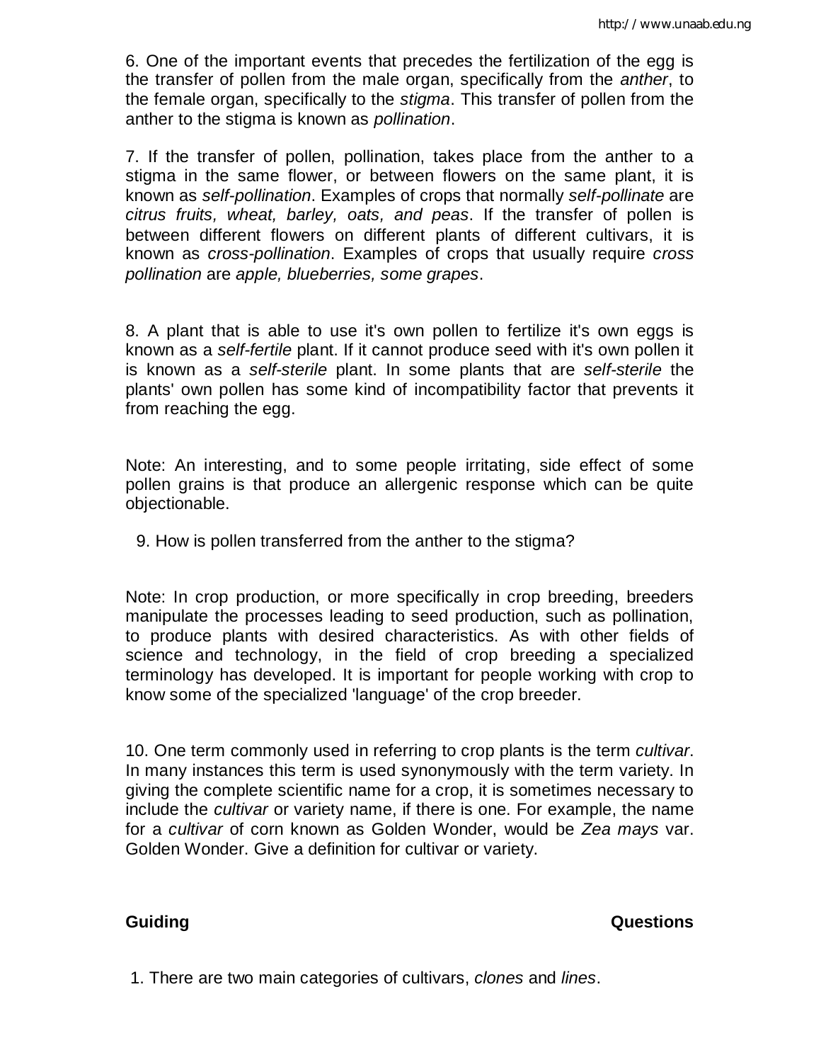6. One of the important events that precedes the fertilization of the egg is the transfer of pollen from the male organ, specifically from the *anther*, to the female organ, specifically to the *stigma*. This transfer of pollen from the anther to the stigma is known as *pollination*.

7. If the transfer of pollen, pollination, takes place from the anther to a stigma in the same flower, or between flowers on the same plant, it is known as *self-pollination*. Examples of crops that normally *self-pollinate* are *citrus fruits, wheat, barley, oats, and peas*. If the transfer of pollen is between different flowers on different plants of different cultivars, it is known as *cross-pollination*. Examples of crops that usually require *cross pollination* are *apple, blueberries, some grapes*.

8. A plant that is able to use it's own pollen to fertilize it's own eggs is known as a *self-fertile* plant. If it cannot produce seed with it's own pollen it is known as a *self-sterile* plant. In some plants that are *self-sterile* the plants' own pollen has some kind of incompatibility factor that prevents it from reaching the egg.

Note: An interesting, and to some people irritating, side effect of some pollen grains is that produce an allergenic response which can be quite objectionable.

9. How is pollen transferred from the anther to the stigma?

Note: In crop production, or more specifically in crop breeding, breeders manipulate the processes leading to seed production, such as pollination, to produce plants with desired characteristics. As with other fields of science and technology, in the field of crop breeding a specialized terminology has developed. It is important for people working with crop to know some of the specialized 'language' of the crop breeder.

10. One term commonly used in referring to crop plants is the term *cultivar*. In many instances this term is used synonymously with the term variety. In giving the complete scientific name for a crop, it is sometimes necessary to include the *cultivar* or variety name, if there is one. For example, the name for a *cultivar* of corn known as Golden Wonder, would be *Zea mays* var. Golden Wonder. Give a definition for cultivar or variety.

**Guiding Questions**

1. There are two main categories of cultivars, *clones* and *lines*.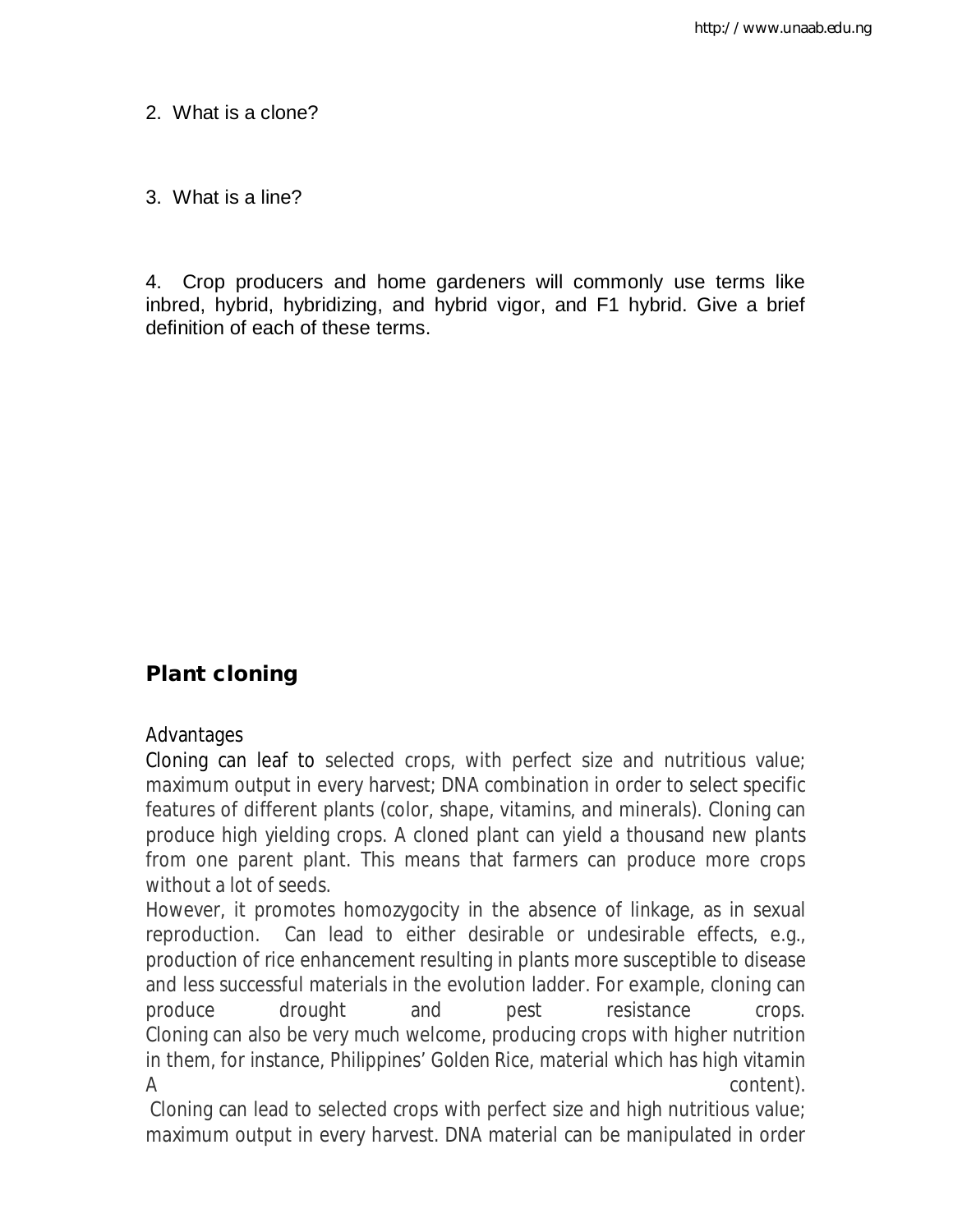2. What is a clone?

3. What is a line?

4. Crop producers and home gardeners will commonly use terms like inbred, hybrid, hybridizing, and hybrid vigor, and F1 hybrid. Give a brief definition of each of these terms.

## Plant cloning

Advantages

Cloning can leaf to selected crops, with perfect size and nutritious value; maximum output in every harvest; DNA combination in order to select specific features of different plants (color, shape, vitamins, and minerals). Cloning can produce high yielding crops. A cloned plant can yield a thousand new plants from one parent plant. This means that farmers can produce more crops without a lot of seeds.

However, it promotes homozygocity in the absence of linkage, as in sexual reproduction. Can lead to either desirable or undesirable effects, e.g., production of rice enhancement resulting in plants more susceptible to disease and less successful materials in the evolution ladder. For example, cloning can produce drought and pest resistance crops.

Cloning can also be very much welcome, producing crops with higher nutrition in them, for instance, Philippines' Golden Rice, material which has high vitamin A content).

Cloning can lead to selected crops with perfect size and high nutritious value; maximum output in every harvest. DNA material can be manipulated in order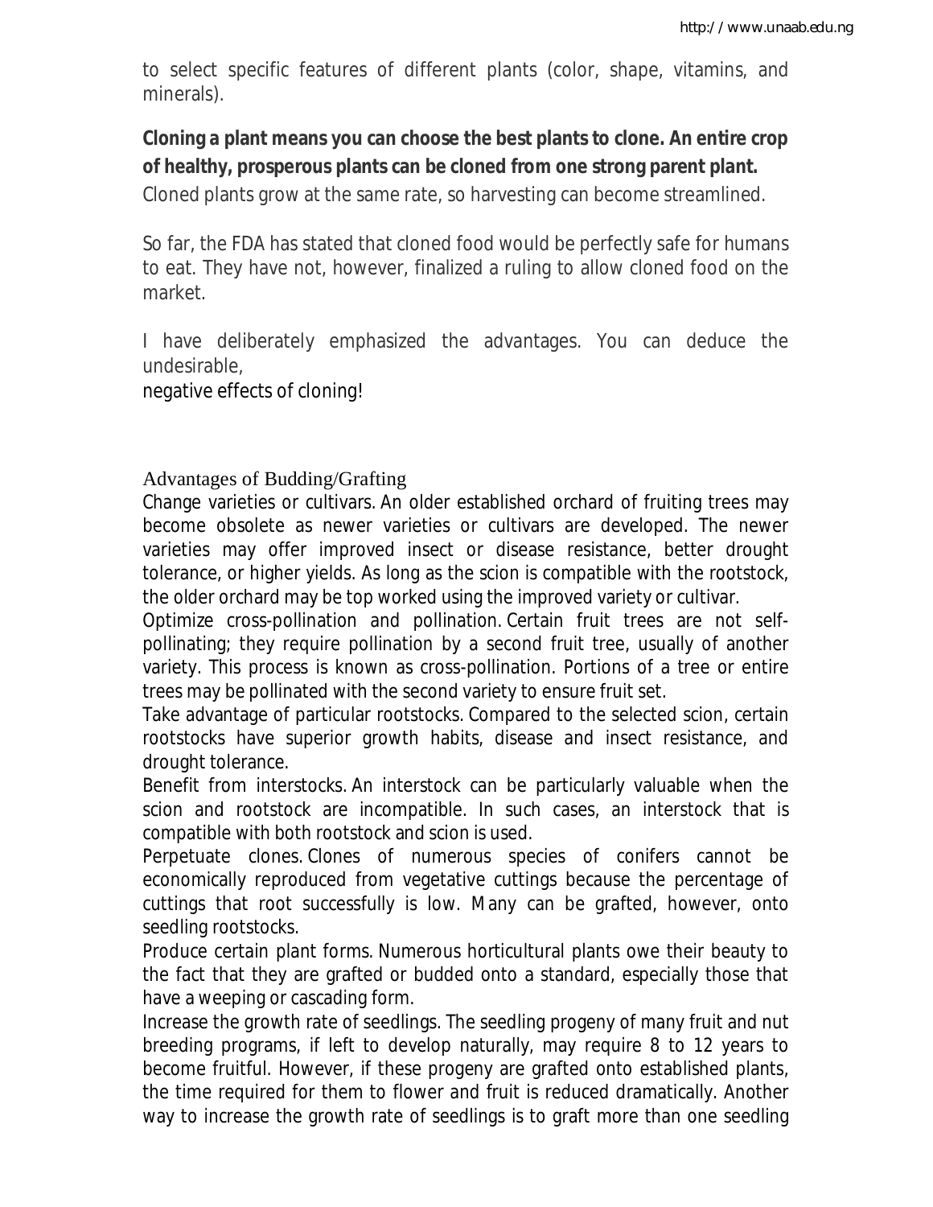to select specific features of different plants (color, shape, vitamins, and minerals).

**Cloning a plant means you can choose the best plants to clone. An entire crop of healthy, prosperous plants can be cloned from one strong parent plant.** Cloned plants grow at the same rate, so harvesting can become streamlined.

So far, the FDA has stated that cloned food would be perfectly safe for humans to eat. They have not, however, finalized a ruling to allow cloned food on the market.

I have deliberately emphasized the advantages. You can deduce the undesirable,
negative effects of cloning!

## Advantages of Budding/Grafting

Change varieties or cultivars. An older established orchard of fruiting trees may become obsolete as newer varieties or cultivars are developed. The newer varieties may offer improved insect or disease resistance, better drought tolerance, or higher yields. As long as the scion is compatible with the rootstock, the older orchard may be top worked using the improved variety or cultivar.

Optimize cross-pollination and pollination. Certain fruit trees are not self-pollinating; they require pollination by a second fruit tree, usually of another variety. This process is known as cross-pollination. Portions of a tree or entire trees may be pollinated with the second variety to ensure fruit set.

Take advantage of particular rootstocks. Compared to the selected scion, certain rootstocks have superior growth habits, disease and insect resistance, and drought tolerance.

Benefit from interstocks. An interstock can be particularly valuable when the scion and rootstock are incompatible. In such cases, an interstock that is compatible with both rootstock and scion is used.

Perpetuate clones. Clones of numerous species of conifers cannot be economically reproduced from vegetative cuttings because the percentage of cuttings that root successfully is low. Many can be grafted, however, onto seedling rootstocks.

Produce certain plant forms. Numerous horticultural plants owe their beauty to the fact that they are grafted or budded onto a standard, especially those that have a weeping or cascading form.

Increase the growth rate of seedlings. The seedling progeny of many fruit and nut breeding programs, if left to develop naturally, may require 8 to 12 years to become fruitful. However, if these progeny are grafted onto established plants, the time required for them to flower and fruit is reduced dramatically. Another way to increase the growth rate of seedlings is to graft more than one seedling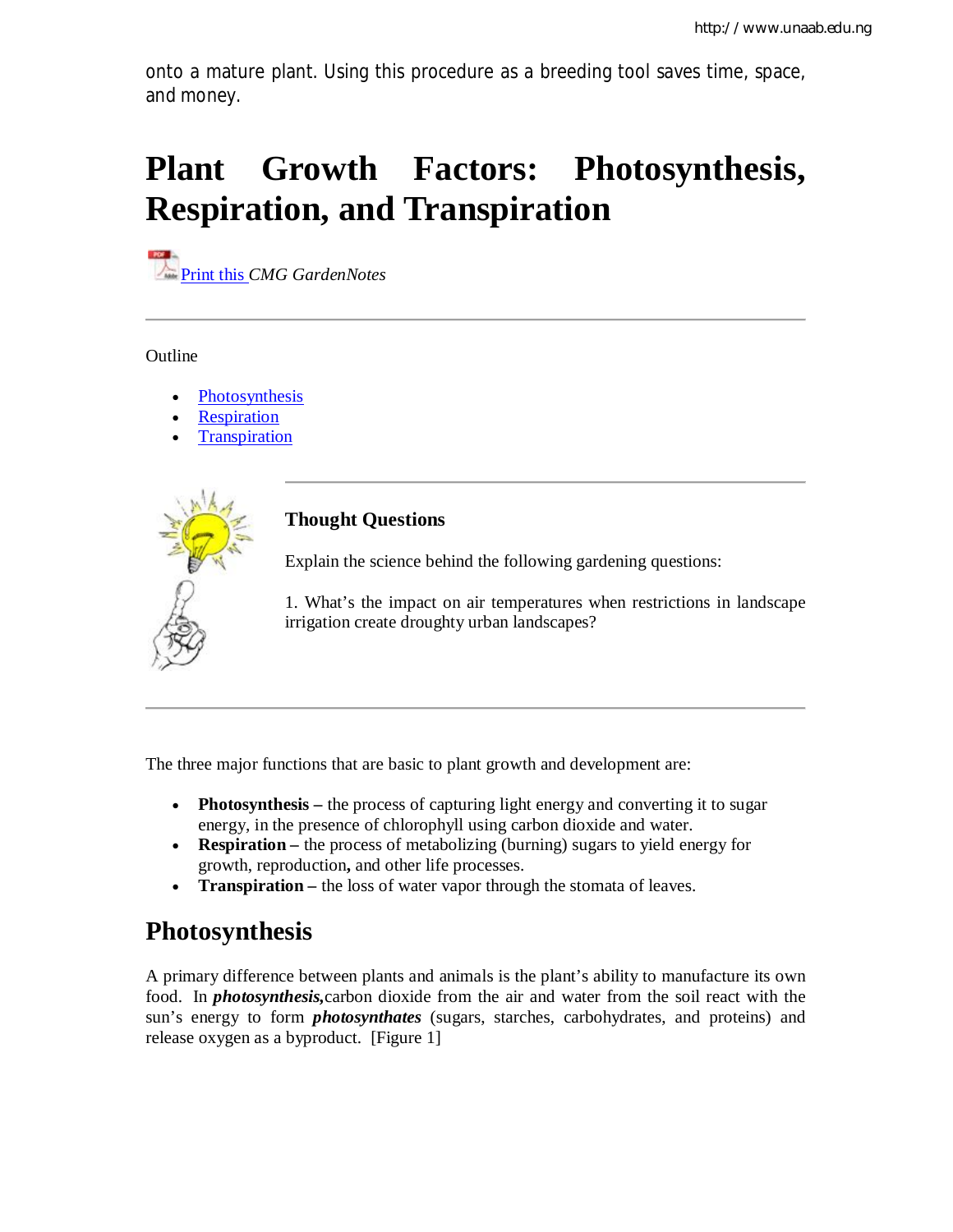onto a mature plant. Using this procedure as a breeding tool saves time, space, and money.

# Plant Growth Factors: Photosynthesis, Respiration, and Transpiration

Print this *CMG GardenNotes*

---

Outline

- Photosynthesis
- Respiration
- Transpiration

---

### Thought Questions

Explain the science behind the following gardening questions:

1. What's the impact on air temperatures when restrictions in landscape irrigation create droughty urban landscapes?

---

The three major functions that are basic to plant growth and development are:

- **Photosynthesis –** the process of capturing light energy and converting it to sugar energy, in the presence of chlorophyll using carbon dioxide and water.
- **Respiration –** the process of metabolizing (burning) sugars to yield energy for growth, reproduction**,** and other life processes.
- **Transpiration –** the loss of water vapor through the stomata of leaves.

## Photosynthesis

A primary difference between plants and animals is the plant's ability to manufacture its own food. In ***photosynthesis,***carbon dioxide from the air and water from the soil react with the sun's energy to form ***photosynthates*** (sugars, starches, carbohydrates, and proteins) and release oxygen as a byproduct. [Figure 1]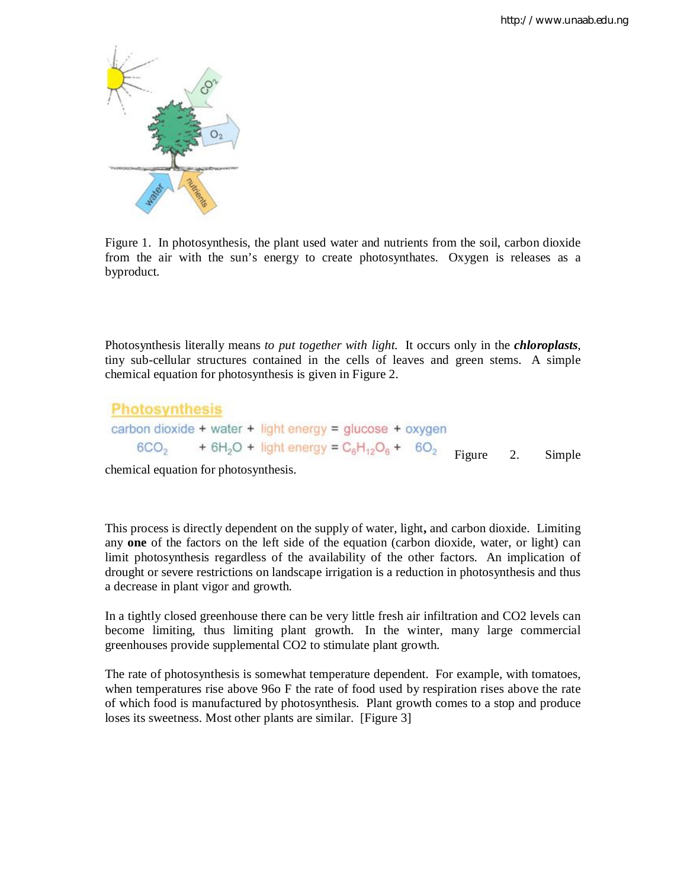Figure 1. In photosynthesis, the plant used water and nutrients from the soil, carbon dioxide from the air with the sun's energy to create photosynthates. Oxygen is releases as a byproduct.

Photosynthesis literally means *to put together with light.* It occurs only in the ***chloroplasts***, tiny sub-cellular structures contained in the cells of leaves and green stems. A simple chemical equation for photosynthesis is given in Figure 2.

**Photosynthesis**

carbon dioxide + water + light energy = glucose + oxygen

$$6CO_2 + 6H_2O + \text{light energy} = C_6H_{12}O_6 + 6O_2$$

Figure 2. Simple chemical equation for photosynthesis.

This process is directly dependent on the supply of water, light**,** and carbon dioxide. Limiting any **one** of the factors on the left side of the equation (carbon dioxide, water, or light) can limit photosynthesis regardless of the availability of the other factors. An implication of drought or severe restrictions on landscape irrigation is a reduction in photosynthesis and thus a decrease in plant vigor and growth.

In a tightly closed greenhouse there can be very little fresh air infiltration and CO2 levels can become limiting, thus limiting plant growth. In the winter, many large commercial greenhouses provide supplemental CO2 to stimulate plant growth.

The rate of photosynthesis is somewhat temperature dependent. For example, with tomatoes, when temperatures rise above 96o F the rate of food used by respiration rises above the rate of which food is manufactured by photosynthesis. Plant growth comes to a stop and produce loses its sweetness. Most other plants are similar. [Figure 3]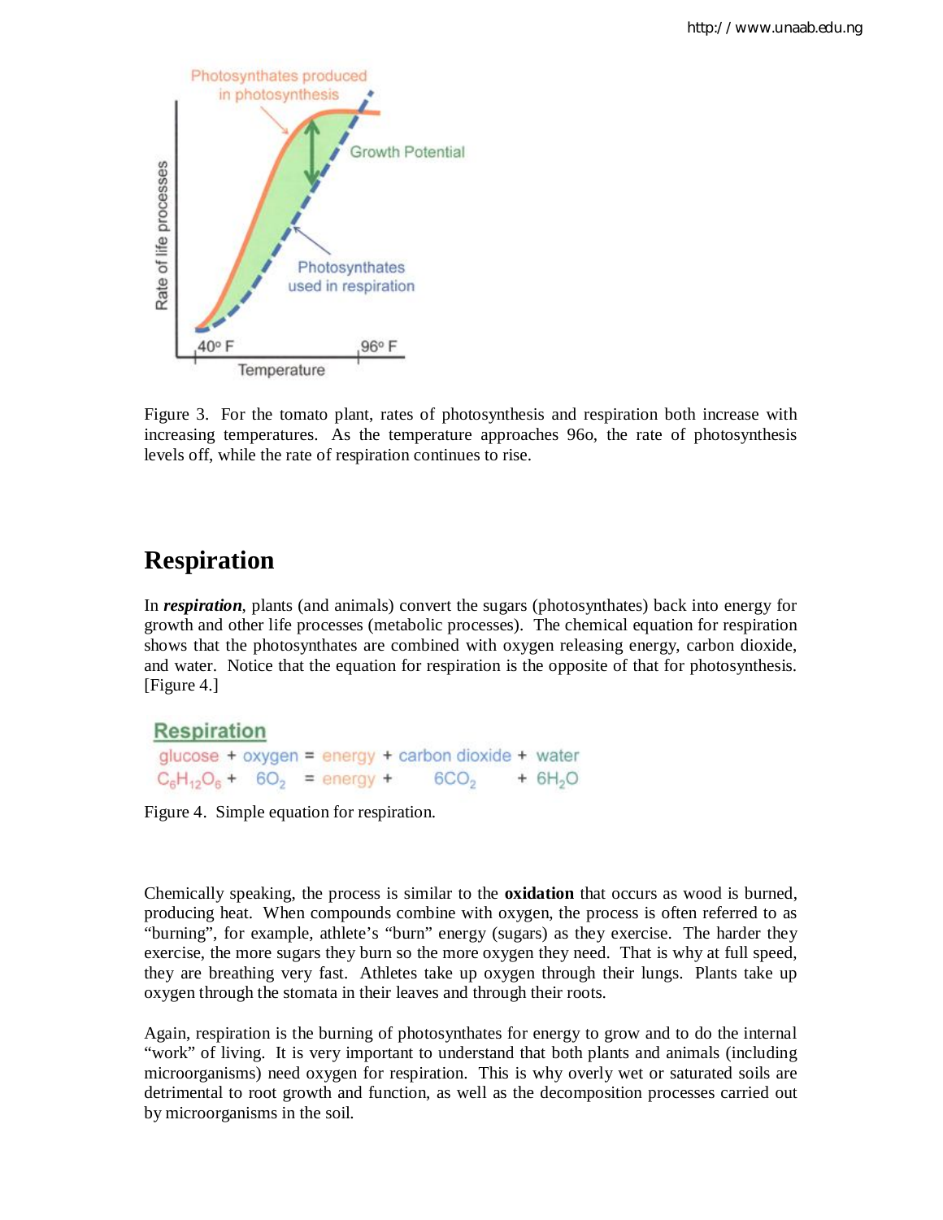Figure 3. For the tomato plant, rates of photosynthesis and respiration both increase with increasing temperatures. As the temperature approaches 96o, the rate of photosynthesis levels off, while the rate of respiration continues to rise.

## Respiration

In ***respiration***, plants (and animals) convert the sugars (photosynthates) back into energy for growth and other life processes (metabolic processes). The chemical equation for respiration shows that the photosynthates are combined with oxygen releasing energy, carbon dioxide, and water. Notice that the equation for respiration is the opposite of that for photosynthesis. [Figure 4.]

**Respiration**

glucose + oxygen = energy + carbon dioxide + water

$$C_6H_{12}O_6 + 6O_2 = \text{energy} + 6CO_2 + 6H_2O$$

Figure 4. Simple equation for respiration.

Chemically speaking, the process is similar to the **oxidation** that occurs as wood is burned, producing heat. When compounds combine with oxygen, the process is often referred to as "burning", for example, athlete's "burn" energy (sugars) as they exercise. The harder they exercise, the more sugars they burn so the more oxygen they need. That is why at full speed, they are breathing very fast. Athletes take up oxygen through their lungs. Plants take up oxygen through the stomata in their leaves and through their roots.

Again, respiration is the burning of photosynthates for energy to grow and to do the internal "work" of living. It is very important to understand that both plants and animals (including microorganisms) need oxygen for respiration. This is why overly wet or saturated soils are detrimental to root growth and function, as well as the decomposition processes carried out by microorganisms in the soil.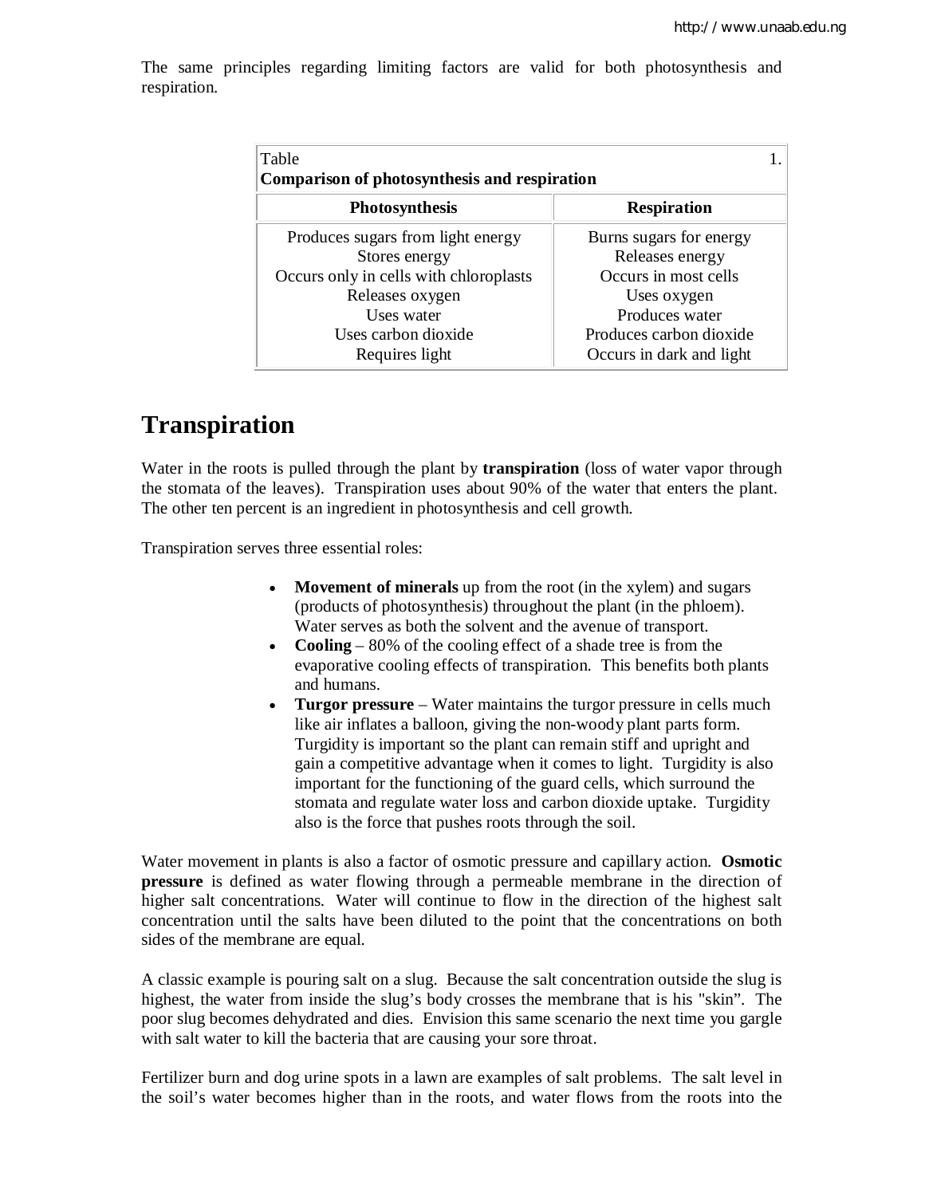The same principles regarding limiting factors are valid for both photosynthesis and respiration.

Table 1.
**Comparison of photosynthesis and respiration**

| Photosynthesis | Respiration |
| --- | --- |
| Produces sugars from light energy | Burns sugars for energy |
| Stores energy | Releases energy |
| Occurs only in cells with chloroplasts | Occurs in most cells |
| Releases oxygen | Uses oxygen |
| Uses water | Produces water |
| Uses carbon dioxide | Produces carbon dioxide |
| Requires light | Occurs in dark and light |

# Transpiration

Water in the roots is pulled through the plant by **transpiration** (loss of water vapor through the stomata of the leaves). Transpiration uses about 90% of the water that enters the plant. The other ten percent is an ingredient in photosynthesis and cell growth.

Transpiration serves three essential roles:

- **Movement of minerals** up from the root (in the xylem) and sugars (products of photosynthesis) throughout the plant (in the phloem). Water serves as both the solvent and the avenue of transport.
- **Cooling** – 80% of the cooling effect of a shade tree is from the evaporative cooling effects of transpiration. This benefits both plants and humans.
- **Turgor pressure** – Water maintains the turgor pressure in cells much like air inflates a balloon, giving the non-woody plant parts form. Turgidity is important so the plant can remain stiff and upright and gain a competitive advantage when it comes to light. Turgidity is also important for the functioning of the guard cells, which surround the stomata and regulate water loss and carbon dioxide uptake. Turgidity also is the force that pushes roots through the soil.

Water movement in plants is also a factor of osmotic pressure and capillary action. **Osmotic pressure** is defined as water flowing through a permeable membrane in the direction of higher salt concentrations. Water will continue to flow in the direction of the highest salt concentration until the salts have been diluted to the point that the concentrations on both sides of the membrane are equal.

A classic example is pouring salt on a slug. Because the salt concentration outside the slug is highest, the water from inside the slug's body crosses the membrane that is his "skin". The poor slug becomes dehydrated and dies. Envision this same scenario the next time you gargle with salt water to kill the bacteria that are causing your sore throat.

Fertilizer burn and dog urine spots in a lawn are examples of salt problems. The salt level in the soil's water becomes higher than in the roots, and water flows from the roots into the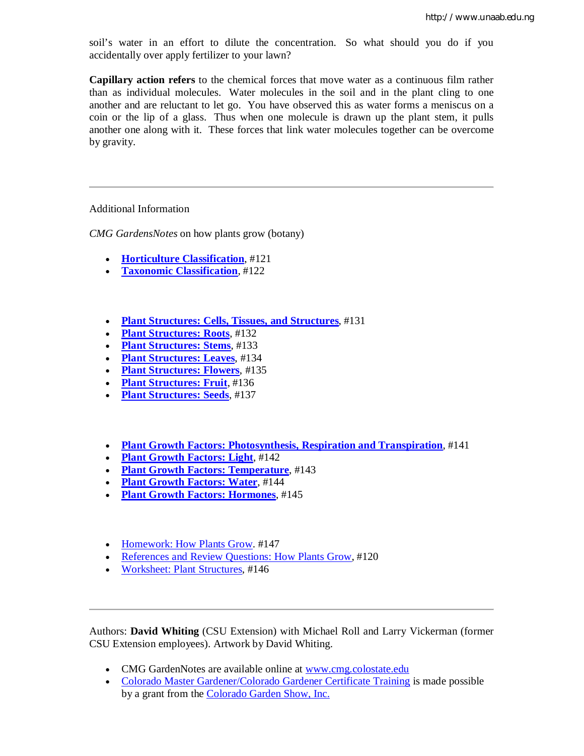soil's water in an effort to dilute the concentration. So what should you do if you accidentally over apply fertilizer to your lawn?

**Capillary action refers** to the chemical forces that move water as a continuous film rather than as individual molecules. Water molecules in the soil and in the plant cling to one another and are reluctant to let go. You have observed this as water forms a meniscus on a coin or the lip of a glass. Thus when one molecule is drawn up the plant stem, it pulls another one along with it. These forces that link water molecules together can be overcome by gravity.

---

Additional Information

*CMG GardensNotes* on how plants grow (botany)

- **Horticulture Classification**, #121
- **Taxonomic Classification**, #122

- **Plant Structures: Cells, Tissues, and Structures**, #131
- **Plant Structures: Roots**, #132
- **Plant Structures: Stems**, #133
- **Plant Structures: Leaves**, #134
- **Plant Structures: Flowers**, #135
- **Plant Structures: Fruit**, #136
- **Plant Structures: Seeds**, #137

- **Plant Growth Factors: Photosynthesis, Respiration and Transpiration**, #141
- **Plant Growth Factors: Light**, #142
- **Plant Growth Factors: Temperature**, #143
- **Plant Growth Factors: Water**, #144
- **Plant Growth Factors: Hormones**, #145

- Homework: How Plants Grow. #147
- References and Review Questions: How Plants Grow, #120
- Worksheet: Plant Structures, #146

---

Authors: **David Whiting** (CSU Extension) with Michael Roll and Larry Vickerman (former CSU Extension employees). Artwork by David Whiting.

- CMG GardenNotes are available online at www.cmg.colostate.edu
- Colorado Master Gardener/Colorado Gardener Certificate Training is made possible by a grant from the Colorado Garden Show, Inc.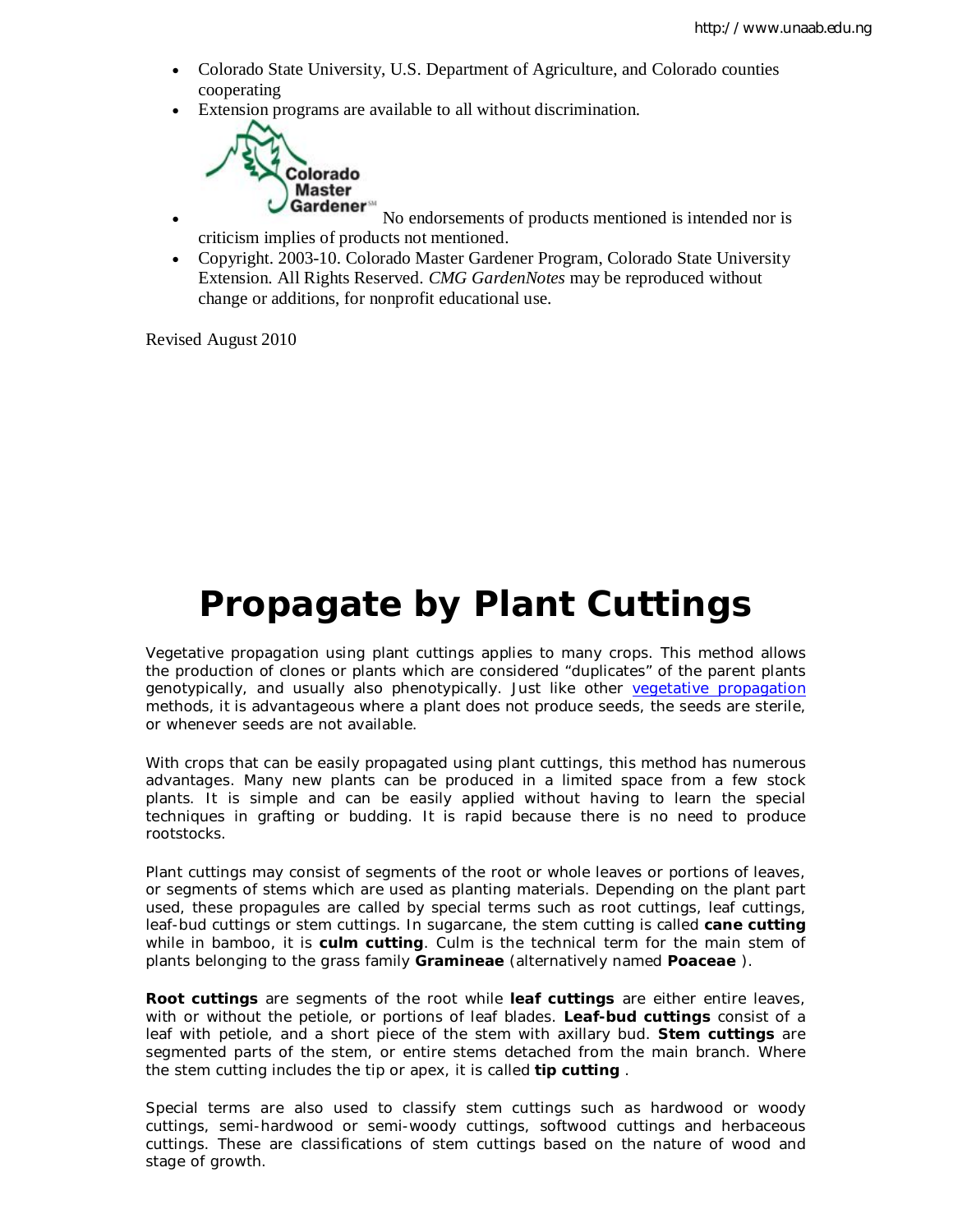- Colorado State University, U.S. Department of Agriculture, and Colorado counties cooperating
- Extension programs are available to all without discrimination.
- No endorsements of products mentioned is intended nor is criticism implies of products not mentioned.
- Copyright. 2003-10. Colorado Master Gardener Program, Colorado State University Extension. All Rights Reserved. *CMG GardenNotes* may be reproduced without change or additions, for nonprofit educational use.

Revised August 2010

# Propagate by Plant Cuttings

Vegetative propagation using plant cuttings applies to many crops. This method allows the production of clones or plants which are considered "duplicates" of the parent plants genotypically, and usually also phenotypically. Just like other vegetative propagation methods, it is advantageous where a plant does not produce seeds, the seeds are sterile, or whenever seeds are not available.

With crops that can be easily propagated using plant cuttings, this method has numerous advantages. Many new plants can be produced in a limited space from a few stock plants. It is simple and can be easily applied without having to learn the special techniques in grafting or budding. It is rapid because there is no need to produce rootstocks.

Plant cuttings may consist of segments of the root or whole leaves or portions of leaves, or segments of stems which are used as planting materials. Depending on the plant part used, these propagules are called by special terms such as root cuttings, leaf cuttings, leaf-bud cuttings or stem cuttings. In sugarcane, the stem cutting is called **cane cutting** while in bamboo, it is **culm cutting**. Culm is the technical term for the main stem of plants belonging to the grass family **Gramineae** (alternatively named **Poaceae** ).

**Root cuttings** are segments of the root while **leaf cuttings** are either entire leaves, with or without the petiole, or portions of leaf blades. **Leaf-bud cuttings** consist of a leaf with petiole, and a short piece of the stem with axillary bud. **Stem cuttings** are segmented parts of the stem, or entire stems detached from the main branch. Where the stem cutting includes the tip or apex, it is called **tip cutting** .

Special terms are also used to classify stem cuttings such as hardwood or woody cuttings, semi-hardwood or semi-woody cuttings, softwood cuttings and herbaceous cuttings. These are classifications of stem cuttings based on the nature of wood and stage of growth.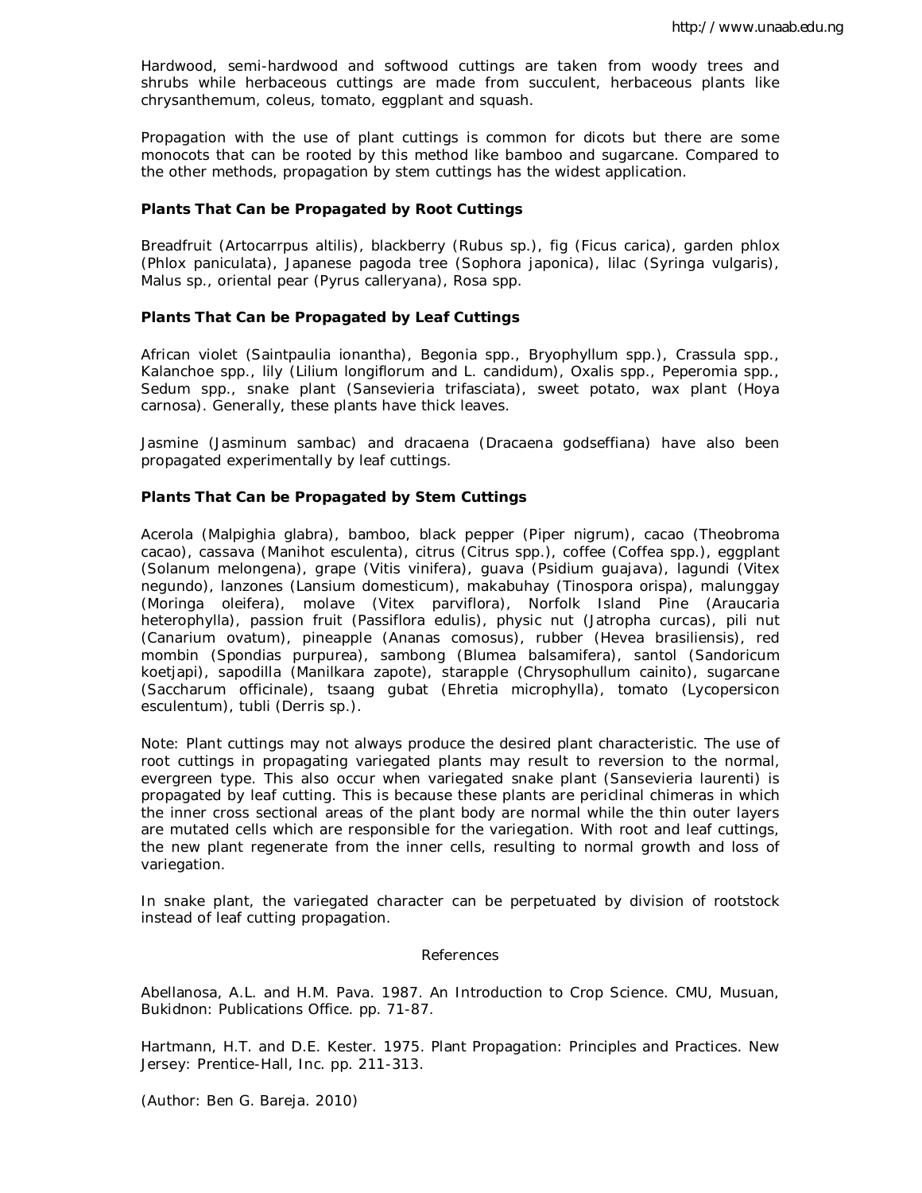Hardwood, semi-hardwood and softwood cuttings are taken from woody trees and shrubs while herbaceous cuttings are made from succulent, herbaceous plants like chrysanthemum, coleus, tomato, eggplant and squash.

Propagation with the use of plant cuttings is common for dicots but there are some monocots that can be rooted by this method like bamboo and sugarcane. Compared to the other methods, propagation by stem cuttings has the widest application.

**Plants That Can be Propagated by Root Cuttings**

Breadfruit (Artocarrpus altilis), blackberry (Rubus sp.), fig (Ficus carica), garden phlox (Phlox paniculata), Japanese pagoda tree (Sophora japonica), lilac (Syringa vulgaris), Malus sp., oriental pear (Pyrus calleryana), Rosa spp.

**Plants That Can be Propagated by Leaf Cuttings**

African violet (Saintpaulia ionantha), Begonia spp., Bryophyllum spp.), Crassula spp., Kalanchoe spp., lily (Lilium longiflorum and L. candidum), Oxalis spp., Peperomia spp., Sedum spp., snake plant (Sansevieria trifasciata), sweet potato, wax plant (Hoya carnosa). Generally, these plants have thick leaves.

Jasmine (Jasminum sambac) and dracaena (Dracaena godseffiana) have also been propagated experimentally by leaf cuttings.

**Plants That Can be Propagated by Stem Cuttings**

Acerola (Malpighia glabra), bamboo, black pepper (Piper nigrum), cacao (Theobroma cacao), cassava (Manihot esculenta), citrus (Citrus spp.), coffee (Coffea spp.), eggplant (Solanum melongena), grape (Vitis vinifera), guava (Psidium guajava), lagundi (Vitex negundo), lanzones (Lansium domesticum), makabuhay (Tinospora orispa), malunggay (Moringa oleifera), molave (Vitex parviflora), Norfolk Island Pine (Araucaria heterophylla), passion fruit (Passiflora edulis), physic nut (Jatropha curcas), pili nut (Canarium ovatum), pineapple (Ananas comosus), rubber (Hevea brasiliensis), red mombin (Spondias purpurea), sambong (Blumea balsamifera), santol (Sandoricum koetjapi), sapodilla (Manilkara zapote), starapple (Chrysophullum cainito), sugarcane (Saccharum officinale), tsaang gubat (Ehretia microphylla), tomato (Lycopersicon esculentum), tubli (Derris sp.).

Note: Plant cuttings may not always produce the desired plant characteristic. The use of root cuttings in propagating variegated plants may result to reversion to the normal, evergreen type. This also occur when variegated snake plant (Sansevieria laurenti) is propagated by leaf cutting. This is because these plants are periclinal chimeras in which the inner cross sectional areas of the plant body are normal while the thin outer layers are mutated cells which are responsible for the variegation. With root and leaf cuttings, the new plant regenerate from the inner cells, resulting to normal growth and loss of variegation.

In snake plant, the variegated character can be perpetuated by division of rootstock instead of leaf cutting propagation.

References

Abellanosa, A.L. and H.M. Pava. 1987. An Introduction to Crop Science. CMU, Musuan, Bukidnon: Publications Office. pp. 71-87.

Hartmann, H.T. and D.E. Kester. 1975. Plant Propagation: Principles and Practices. New Jersey: Prentice-Hall, Inc. pp. 211-313.

(Author: Ben G. Bareja. 2010)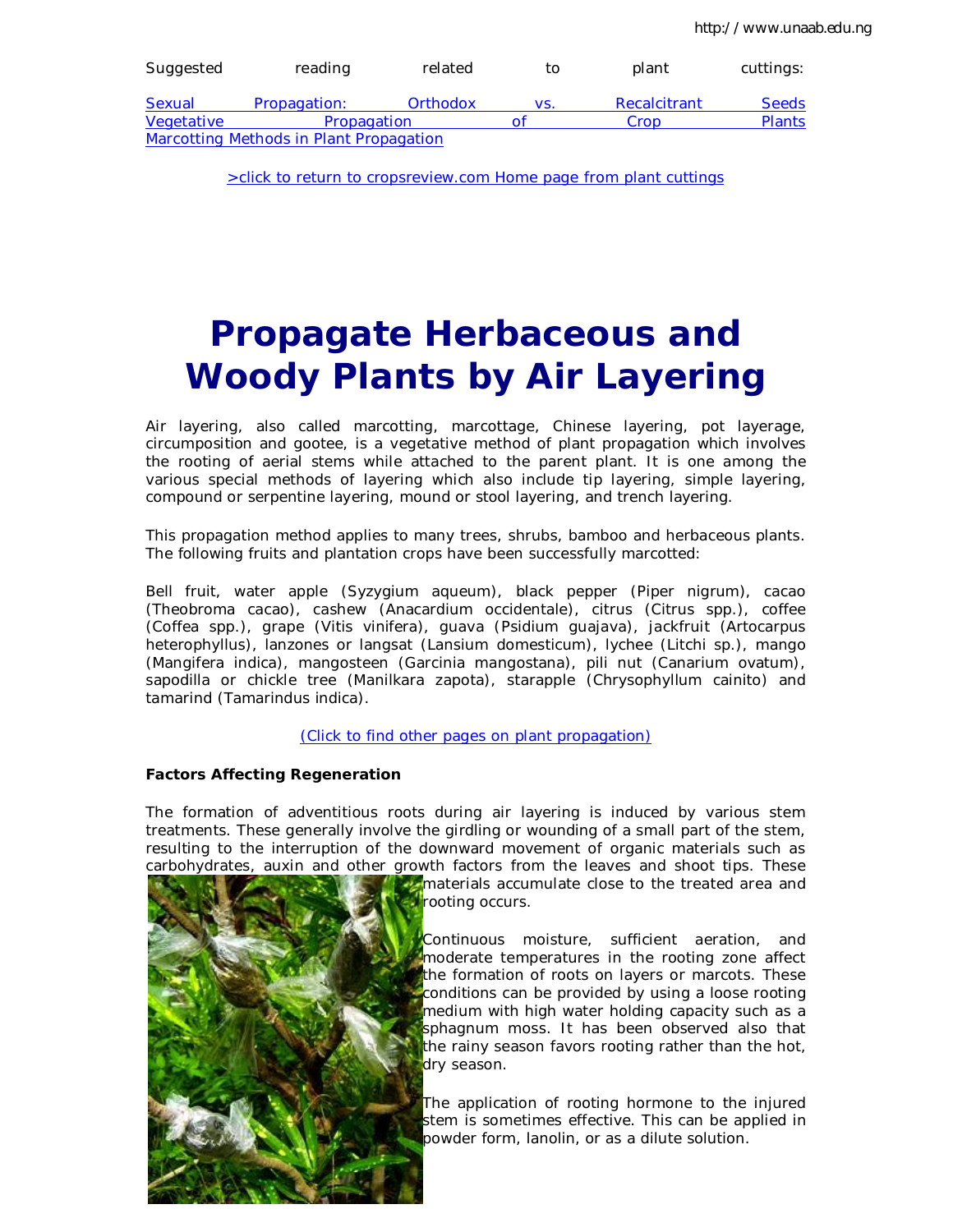Suggested reading related to plant cuttings:

[Sexual Propagation: Orthodox vs. Recalcitrant Seeds](#)
[Vegetative Propagation of Crop Plants](#)
[Marcotting Methods in Plant Propagation](#)

[>click to return to cropsreview.com Home page from plant cuttings](#)

# Propagate Herbaceous and Woody Plants by Air Layering

Air layering, also called marcotting, marcottage, Chinese layering, pot layerage, circumposition and gootee, is a vegetative method of plant propagation which involves the rooting of aerial stems while attached to the parent plant. It is one among the various special methods of layering which also include tip layering, simple layering, compound or serpentine layering, mound or stool layering, and trench layering.

This propagation method applies to many trees, shrubs, bamboo and herbaceous plants. The following fruits and plantation crops have been successfully marcotted:

Bell fruit, water apple (Syzygium aqueum), black pepper (Piper nigrum), cacao (Theobroma cacao), cashew (Anacardium occidentale), citrus (Citrus spp.), coffee (Coffea spp.), grape (Vitis vinifera), guava (Psidium guajava), jackfruit (Artocarpus heterophyllus), lanzones or langsat (Lansium domesticum), lychee (Litchi sp.), mango (Mangifera indica), mangosteen (Garcinia mangostana), pili nut (Canarium ovatum), sapodilla or chickle tree (Manilkara zapota), starapple (Chrysophyllum cainito) and tamarind (Tamarindus indica).

[(Click to find other pages on plant propagation)](#)

**Factors Affecting Regeneration**

The formation of adventitious roots during air layering is induced by various stem treatments. These generally involve the girdling or wounding of a small part of the stem, resulting to the interruption of the downward movement of organic materials such as carbohydrates, auxin and other growth factors from the leaves and shoot tips. These materials accumulate close to the treated area and rooting occurs.

Continuous moisture, sufficient aeration, and moderate temperatures in the rooting zone affect the formation of roots on layers or marcots. These conditions can be provided by using a loose rooting medium with high water holding capacity such as a sphagnum moss. It has been observed also that the rainy season favors rooting rather than the hot, dry season.

The application of rooting hormone to the injured stem is sometimes effective. This can be applied in powder form, lanolin, or as a dilute solution.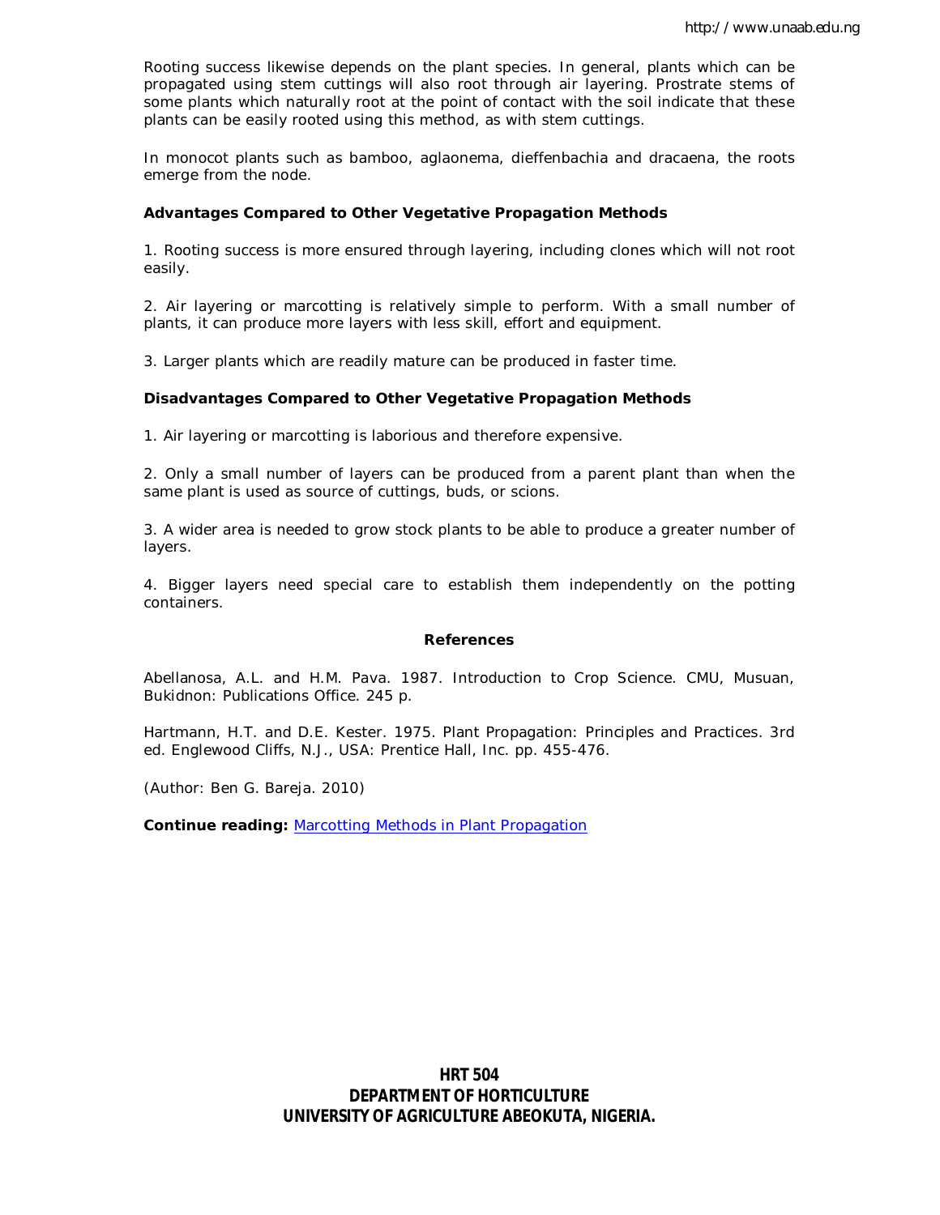Rooting success likewise depends on the plant species. In general, plants which can be propagated using stem cuttings will also root through air layering. Prostrate stems of some plants which naturally root at the point of contact with the soil indicate that these plants can be easily rooted using this method, as with stem cuttings.

In monocot plants such as bamboo, aglaonema, dieffenbachia and dracaena, the roots emerge from the node.

**Advantages Compared to Other Vegetative Propagation Methods**

1. Rooting success is more ensured through layering, including clones which will not root easily.

2. Air layering or marcotting is relatively simple to perform. With a small number of plants, it can produce more layers with less skill, effort and equipment.

3. Larger plants which are readily mature can be produced in faster time.

**Disadvantages Compared to Other Vegetative Propagation Methods**

1. Air layering or marcotting is laborious and therefore expensive.

2. Only a small number of layers can be produced from a parent plant than when the same plant is used as source of cuttings, buds, or scions.

3. A wider area is needed to grow stock plants to be able to produce a greater number of layers.

4. Bigger layers need special care to establish them independently on the potting containers.

**References**

Abellanosa, A.L. and H.M. Pava. 1987. Introduction to Crop Science. CMU, Musuan, Bukidnon: Publications Office. 245 p.

Hartmann, H.T. and D.E. Kester. 1975. Plant Propagation: Principles and Practices. 3rd ed. Englewood Cliffs, N.J., USA: Prentice Hall, Inc. pp. 455-476.

(Author: Ben G. Bareja. 2010)

**Continue reading:** Marcotting Methods in Plant Propagation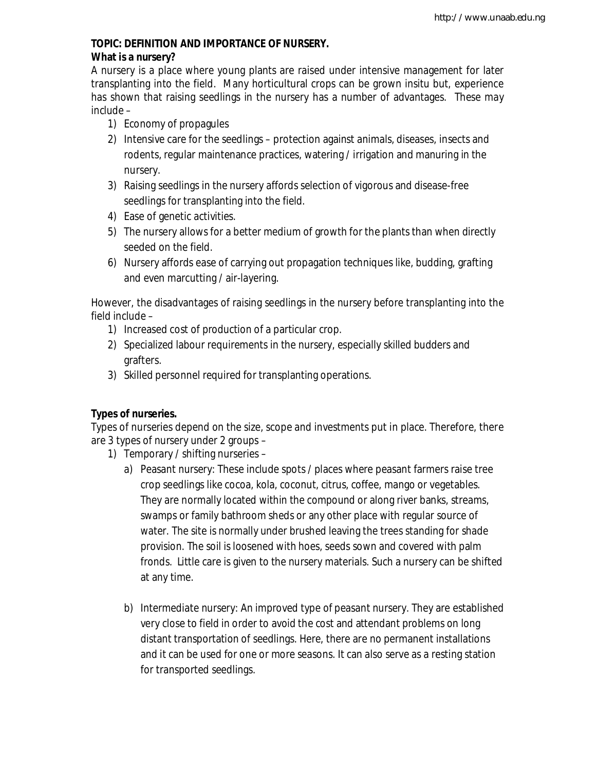**TOPIC: DEFINITION AND IMPORTANCE OF NURSERY.**

**What is a nursery?**

A nursery is a place where young plants are raised under intensive management for later transplanting into the field. Many horticultural crops can be grown insitu but, experience has shown that raising seedlings in the nursery has a number of advantages. These may include –

1) Economy of propagules
2) Intensive care for the seedlings – protection against animals, diseases, insects and rodents, regular maintenance practices, watering / irrigation and manuring in the nursery.
3) Raising seedlings in the nursery affords selection of vigorous and disease-free seedlings for transplanting into the field.
4) Ease of genetic activities.
5) The nursery allows for a better medium of growth for the plants than when directly seeded on the field.
6) Nursery affords ease of carrying out propagation techniques like, budding, grafting and even marcutting / air-layering.

However, the disadvantages of raising seedlings in the nursery before transplanting into the field include –

1) Increased cost of production of a particular crop.
2) Specialized labour requirements in the nursery, especially skilled budders and grafters.
3) Skilled personnel required for transplanting operations.

**Types of nurseries.**

Types of nurseries depend on the size, scope and investments put in place. Therefore, there are 3 types of nursery under 2 groups –

1) Temporary / shifting nurseries –
   a) Peasant nursery: These include spots / places where peasant farmers raise tree crop seedlings like cocoa, kola, coconut, citrus, coffee, mango or vegetables. They are normally located within the compound or along river banks, streams, swamps or family bathroom sheds or any other place with regular source of water. The site is normally under brushed leaving the trees standing for shade provision. The soil is loosened with hoes, seeds sown and covered with palm fronds. Little care is given to the nursery materials. Such a nursery can be shifted at any time.

   b) Intermediate nursery: An improved type of peasant nursery. They are established very close to field in order to avoid the cost and attendant problems on long distant transportation of seedlings. Here, there are no permanent installations and it can be used for one or more seasons. It can also serve as a resting station for transported seedlings.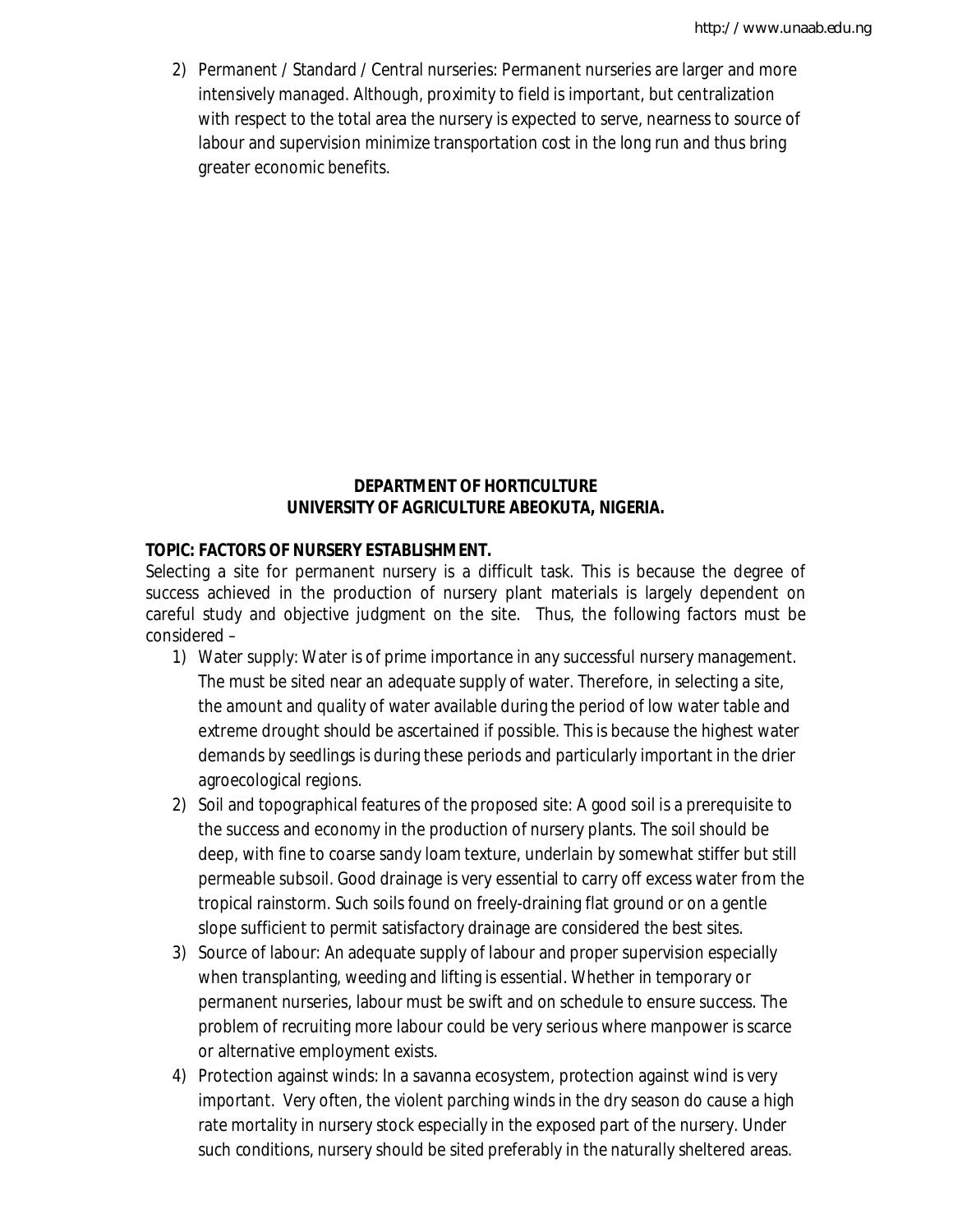2) Permanent / Standard / Central nurseries: Permanent nurseries are larger and more intensively managed. Although, proximity to field is important, but centralization with respect to the total area the nursery is expected to serve, nearness to source of labour and supervision minimize transportation cost in the long run and thus bring greater economic benefits.

**DEPARTMENT OF HORTICULTURE**
**UNIVERSITY OF AGRICULTURE ABEOKUTA, NIGERIA.**

**TOPIC: FACTORS OF NURSERY ESTABLISHMENT.**

Selecting a site for permanent nursery is a difficult task. This is because the degree of success achieved in the production of nursery plant materials is largely dependent on careful study and objective judgment on the site. Thus, the following factors must be considered –

1) Water supply: Water is of prime importance in any successful nursery management. The must be sited near an adequate supply of water. Therefore, in selecting a site, the amount and quality of water available during the period of low water table and extreme drought should be ascertained if possible. This is because the highest water demands by seedlings is during these periods and particularly important in the drier agroecological regions.
2) Soil and topographical features of the proposed site: A good soil is a prerequisite to the success and economy in the production of nursery plants. The soil should be deep, with fine to coarse sandy loam texture, underlain by somewhat stiffer but still permeable subsoil. Good drainage is very essential to carry off excess water from the tropical rainstorm. Such soils found on freely-draining flat ground or on a gentle slope sufficient to permit satisfactory drainage are considered the best sites.
3) Source of labour: An adequate supply of labour and proper supervision especially when transplanting, weeding and lifting is essential. Whether in temporary or permanent nurseries, labour must be swift and on schedule to ensure success. The problem of recruiting more labour could be very serious where manpower is scarce or alternative employment exists.
4) Protection against winds: In a savanna ecosystem, protection against wind is very important. Very often, the violent parching winds in the dry season do cause a high rate mortality in nursery stock especially in the exposed part of the nursery. Under such conditions, nursery should be sited preferably in the naturally sheltered areas.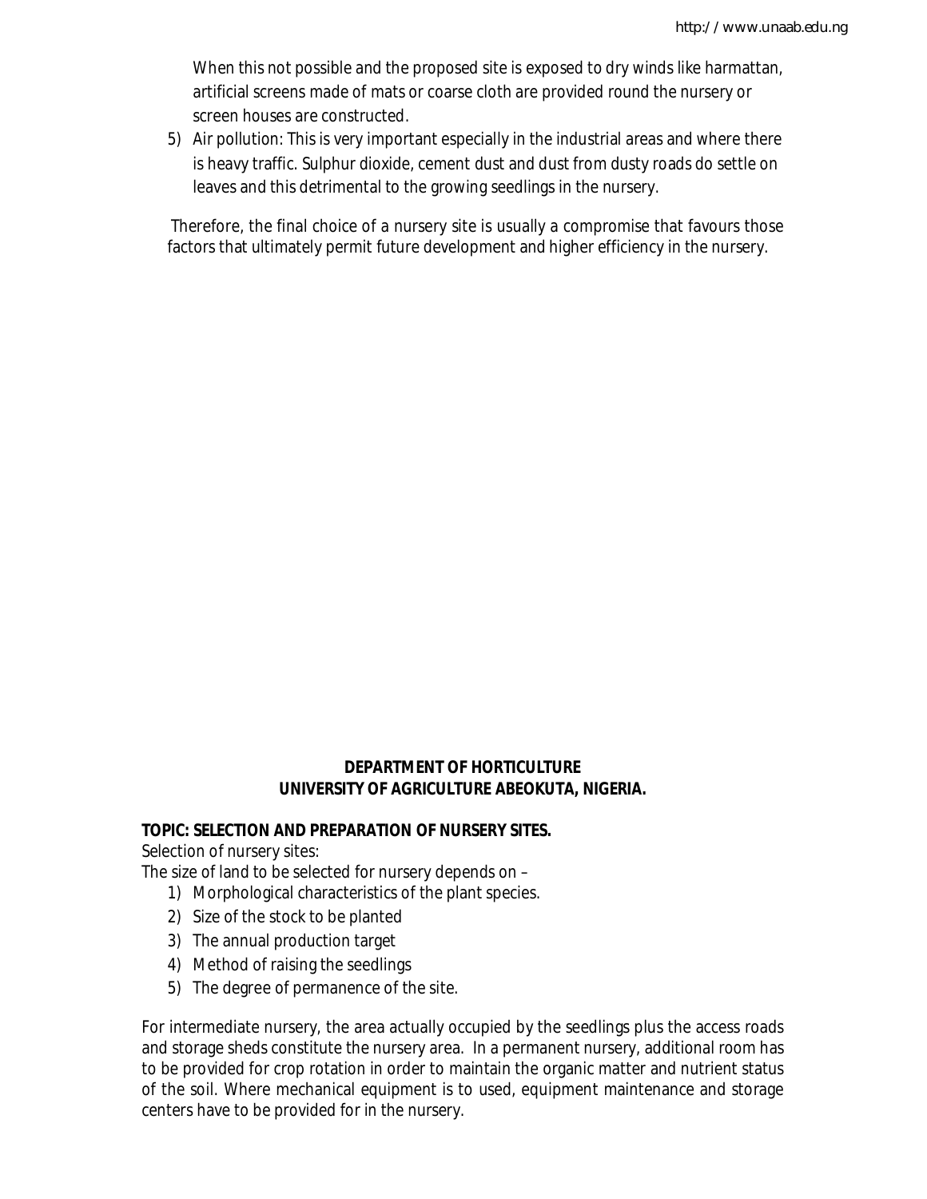When this not possible and the proposed site is exposed to dry winds like harmattan, artificial screens made of mats or coarse cloth are provided round the nursery or screen houses are constructed.

5) Air pollution: This is very important especially in the industrial areas and where there is heavy traffic. Sulphur dioxide, cement dust and dust from dusty roads do settle on leaves and this detrimental to the growing seedlings in the nursery.

Therefore, the final choice of a nursery site is usually a compromise that favours those factors that ultimately permit future development and higher efficiency in the nursery.

**DEPARTMENT OF HORTICULTURE**
**UNIVERSITY OF AGRICULTURE ABEOKUTA, NIGERIA.**

**TOPIC: SELECTION AND PREPARATION OF NURSERY SITES.**

Selection of nursery sites:

The size of land to be selected for nursery depends on –

1) Morphological characteristics of the plant species.
2) Size of the stock to be planted
3) The annual production target
4) Method of raising the seedlings
5) The degree of permanence of the site.

For intermediate nursery, the area actually occupied by the seedlings plus the access roads and storage sheds constitute the nursery area. In a permanent nursery, additional room has to be provided for crop rotation in order to maintain the organic matter and nutrient status of the soil. Where mechanical equipment is to used, equipment maintenance and storage centers have to be provided for in the nursery.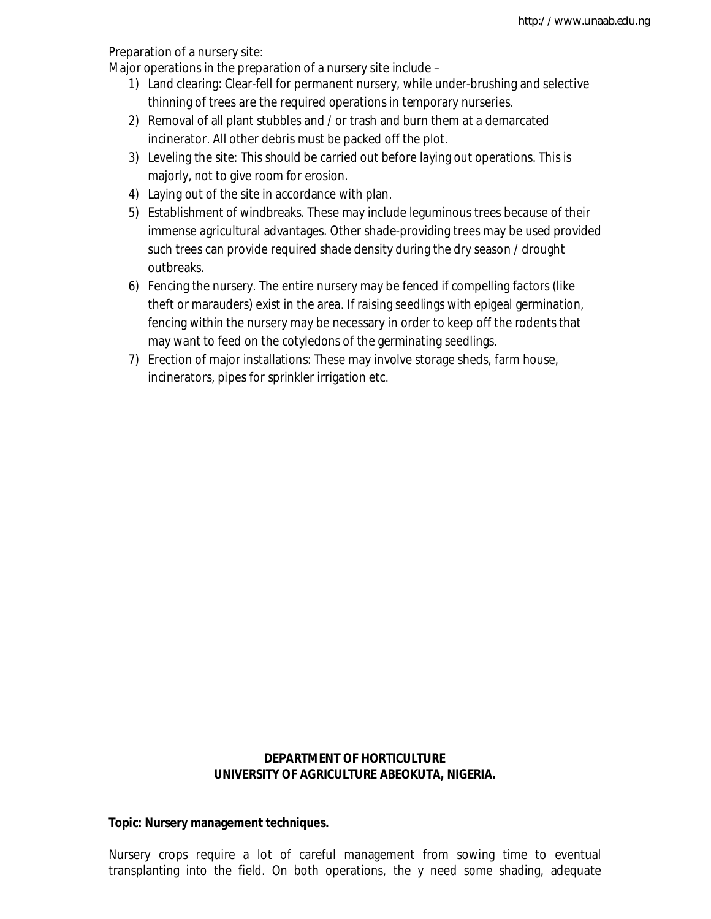Preparation of a nursery site:

Major operations in the preparation of a nursery site include –

1) Land clearing: Clear-fell for permanent nursery, while under-brushing and selective thinning of trees are the required operations in temporary nurseries.
2) Removal of all plant stubbles and / or trash and burn them at a demarcated incinerator. All other debris must be packed off the plot.
3) Leveling the site: This should be carried out before laying out operations. This is majorly, not to give room for erosion.
4) Laying out of the site in accordance with plan.
5) Establishment of windbreaks. These may include leguminous trees because of their immense agricultural advantages. Other shade-providing trees may be used provided such trees can provide required shade density during the dry season / drought outbreaks.
6) Fencing the nursery. The entire nursery may be fenced if compelling factors (like theft or marauders) exist in the area. If raising seedlings with epigeal germination, fencing within the nursery may be necessary in order to keep off the rodents that may want to feed on the cotyledons of the germinating seedlings.
7) Erection of major installations: These may involve storage sheds, farm house, incinerators, pipes for sprinkler irrigation etc.

**DEPARTMENT OF HORTICULTURE**
**UNIVERSITY OF AGRICULTURE ABEOKUTA, NIGERIA.**

**Topic: Nursery management techniques.**

Nursery crops require a lot of careful management from sowing time to eventual transplanting into the field. On both operations, the y need some shading, adequate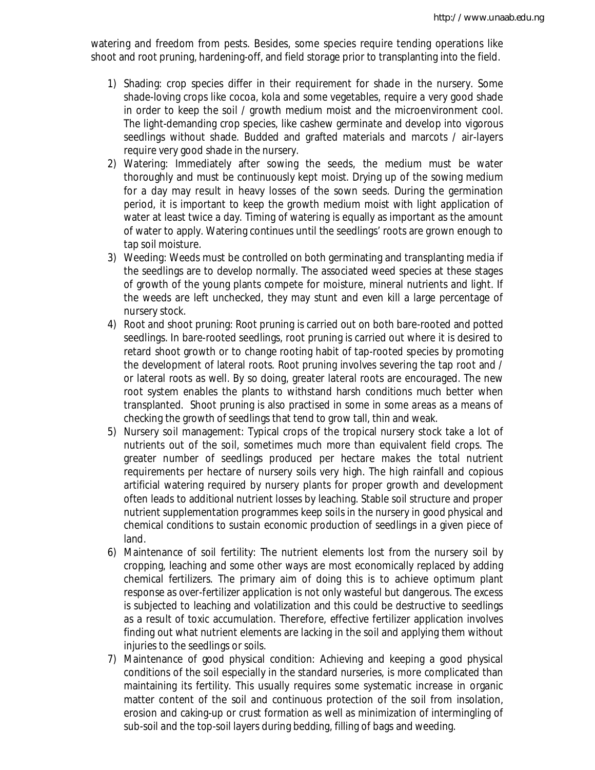watering and freedom from pests. Besides, some species require tending operations like shoot and root pruning, hardening-off, and field storage prior to transplanting into the field.

1) Shading: crop species differ in their requirement for shade in the nursery. Some shade-loving crops like cocoa, kola and some vegetables, require a very good shade in order to keep the soil / growth medium moist and the microenvironment cool. The light-demanding crop species, like cashew germinate and develop into vigorous seedlings without shade. Budded and grafted materials and marcots / air-layers require very good shade in the nursery.
2) Watering: Immediately after sowing the seeds, the medium must be water thoroughly and must be continuously kept moist. Drying up of the sowing medium for a day may result in heavy losses of the sown seeds. During the germination period, it is important to keep the growth medium moist with light application of water at least twice a day. Timing of watering is equally as important as the amount of water to apply. Watering continues until the seedlings' roots are grown enough to tap soil moisture.
3) Weeding: Weeds must be controlled on both germinating and transplanting media if the seedlings are to develop normally. The associated weed species at these stages of growth of the young plants compete for moisture, mineral nutrients and light. If the weeds are left unchecked, they may stunt and even kill a large percentage of nursery stock.
4) Root and shoot pruning: Root pruning is carried out on both bare-rooted and potted seedlings. In bare-rooted seedlings, root pruning is carried out where it is desired to retard shoot growth or to change rooting habit of tap-rooted species by promoting the development of lateral roots. Root pruning involves severing the tap root and / or lateral roots as well. By so doing, greater lateral roots are encouraged. The new root system enables the plants to withstand harsh conditions much better when transplanted. Shoot pruning is also practised in some in some areas as a means of checking the growth of seedlings that tend to grow tall, thin and weak.
5) Nursery soil management: Typical crops of the tropical nursery stock take a lot of nutrients out of the soil, sometimes much more than equivalent field crops. The greater number of seedlings produced per hectare makes the total nutrient requirements per hectare of nursery soils very high. The high rainfall and copious artificial watering required by nursery plants for proper growth and development often leads to additional nutrient losses by leaching. Stable soil structure and proper nutrient supplementation programmes keep soils in the nursery in good physical and chemical conditions to sustain economic production of seedlings in a given piece of land.
6) Maintenance of soil fertility: The nutrient elements lost from the nursery soil by cropping, leaching and some other ways are most economically replaced by adding chemical fertilizers. The primary aim of doing this is to achieve optimum plant response as over-fertilizer application is not only wasteful but dangerous. The excess is subjected to leaching and volatilization and this could be destructive to seedlings as a result of toxic accumulation. Therefore, effective fertilizer application involves finding out what nutrient elements are lacking in the soil and applying them without injuries to the seedlings or soils.
7) Maintenance of good physical condition: Achieving and keeping a good physical conditions of the soil especially in the standard nurseries, is more complicated than maintaining its fertility. This usually requires some systematic increase in organic matter content of the soil and continuous protection of the soil from insolation, erosion and caking-up or crust formation as well as minimization of intermingling of sub-soil and the top-soil layers during bedding, filling of bags and weeding.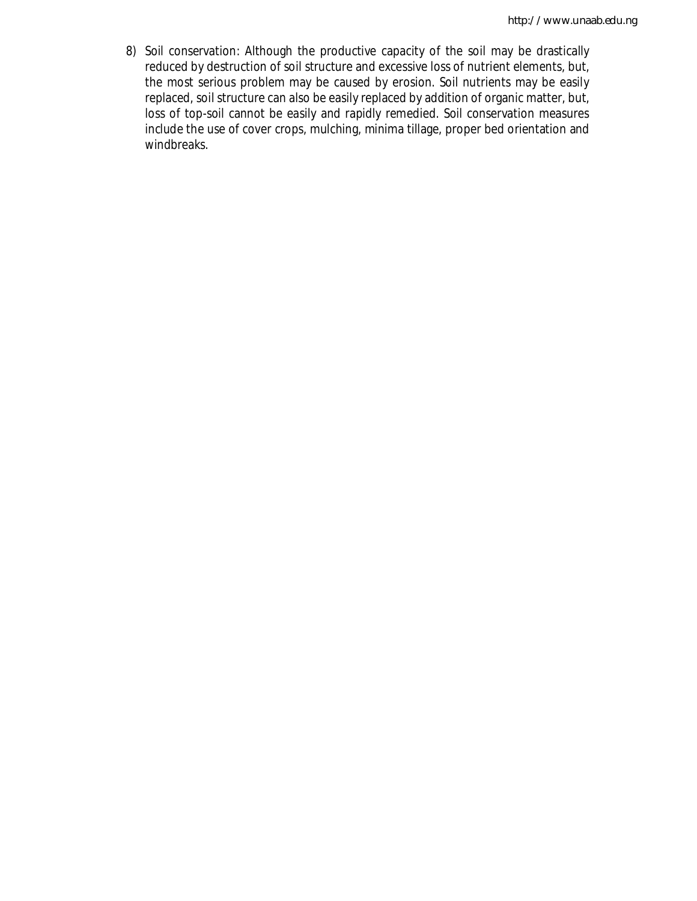8) Soil conservation: Although the productive capacity of the soil may be drastically reduced by destruction of soil structure and excessive loss of nutrient elements, but, the most serious problem may be caused by erosion. Soil nutrients may be easily replaced, soil structure can also be easily replaced by addition of organic matter, but, loss of top-soil cannot be easily and rapidly remedied. Soil conservation measures include the use of cover crops, mulching, minima tillage, proper bed orientation and windbreaks.